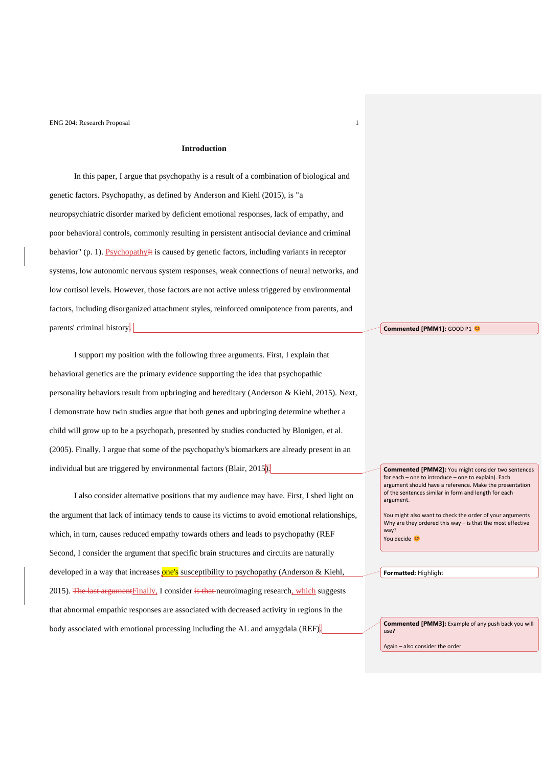## Introduction

In this paper, I argue that psychopathy is a result of a combination of biological and genetic factors. Psychopathy, as defined by Anderson and Kiehl (2015), is "a neuropsychiatric disorder marked by deficient emotional responses, lack of empathy, and poor behavioral controls, commonly resulting in persistent antisocial deviance and criminal behavior" (p. 1). Psychopathy is caused by genetic factors, including variants in receptor systems, low autonomic nervous system responses, weak connections of neural networks, and low cortisol levels. However, those factors are not active unless triggered by environmental factors, including disorganized attachment styles, reinforced omnipotence from parents, and parents' criminal history.

I support my position with the following three arguments. First, I explain that behavioral genetics are the primary evidence supporting the idea that psychopathic personality behaviors result from upbringing and hereditary (Anderson & Kiehl, 2015). Next, I demonstrate how twin studies argue that both genes and upbringing determine whether a child will grow up to be a psychopath, presented by studies conducted by Blonigen, et al. (2005). Finally, I argue that some of the psychopathy's biomarkers are already present in an individual but are triggered by environmental factors (Blair, 2015).

I also consider alternative positions that my audience may have. First, I shed light on the argument that lack of intimacy tends to cause its victims to avoid emotional relationships, which, in turn, causes reduced empathy towards others and leads to psychopathy (REF Second, I consider the argument that specific brain structures and circuits are naturally developed in a way that increases one's susceptibility to psychopathy (Anderson & Kiehl, 2015). Finally, I consider neuroimaging research, which suggests that abnormal empathic responses are associated with decreased activity in regions in the body associated with emotional processing including the AL and amygdala (REF).

**Commented [PMM1]:** GOOD P1 😊

**Commented [PMM2]:** You might consider two sentences for each – one to introduce – one to explain). Each argument should have a reference. Make the presentation of the sentences similar in form and length for each argument.

You might also want to check the order of your arguments Why are they ordered this way – is that the most effective way?
You decide 😊

**Formatted:** Highlight

**Commented [PMM3]:** Example of any push back you will use?

Again – also consider the order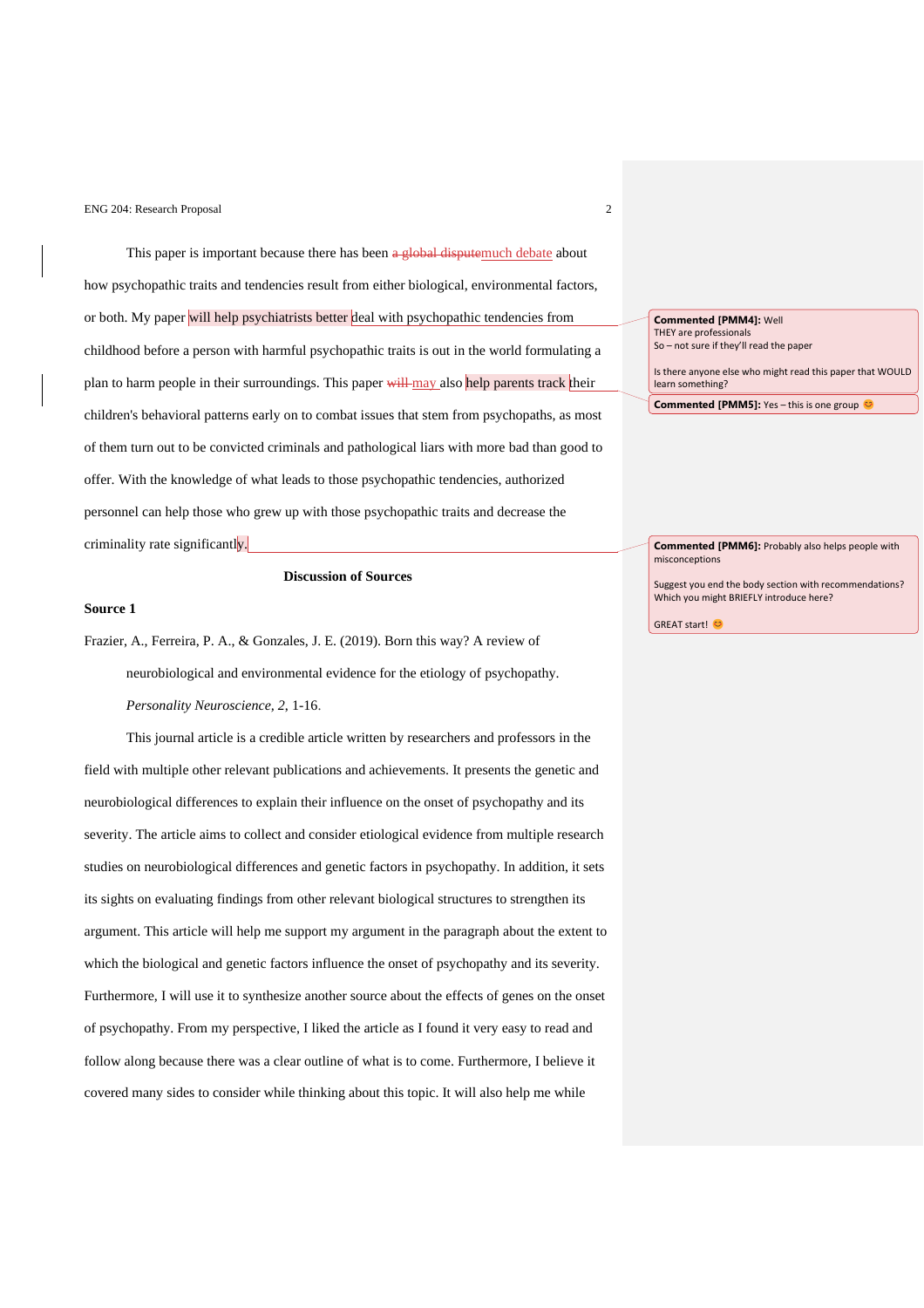This paper is important because there has been much debate about how psychopathic traits and tendencies result from either biological, environmental factors, or both. My paper will help psychiatrists better deal with psychopathic tendencies from childhood before a person with harmful psychopathic traits is out in the world formulating a plan to harm people in their surroundings. This paper may also help parents track their children's behavioral patterns early on to combat issues that stem from psychopaths, as most of them turn out to be convicted criminals and pathological liars with more bad than good to offer. With the knowledge of what leads to those psychopathic tendencies, authorized personnel can help those who grew up with those psychopathic traits and decrease the criminality rate significantly.

> **Commented [PMM4]:** Well
> THEY are professionals
> So – not sure if they'll read the paper
>
> Is there anyone else who might read this paper that WOULD learn something?

> **Commented [PMM5]:** Yes – this is one group 😊

> **Commented [PMM6]:** Probably also helps people with misconceptions
>
> Suggest you end the body section with recommendations? Which you might BRIEFLY introduce here?
>
> GREAT start! 😊

## Discussion of Sources

### Source 1

Frazier, A., Ferreira, P. A., & Gonzales, J. E. (2019). Born this way? A review of neurobiological and environmental evidence for the etiology of psychopathy. *Personality Neuroscience, 2,* 1-16.

This journal article is a credible article written by researchers and professors in the field with multiple other relevant publications and achievements. It presents the genetic and neurobiological differences to explain their influence on the onset of psychopathy and its severity. The article aims to collect and consider etiological evidence from multiple research studies on neurobiological differences and genetic factors in psychopathy. In addition, it sets its sights on evaluating findings from other relevant biological structures to strengthen its argument. This article will help me support my argument in the paragraph about the extent to which the biological and genetic factors influence the onset of psychopathy and its severity. Furthermore, I will use it to synthesize another source about the effects of genes on the onset of psychopathy. From my perspective, I liked the article as I found it very easy to read and follow along because there was a clear outline of what is to come. Furthermore, I believe it covered many sides to consider while thinking about this topic. It will also help me while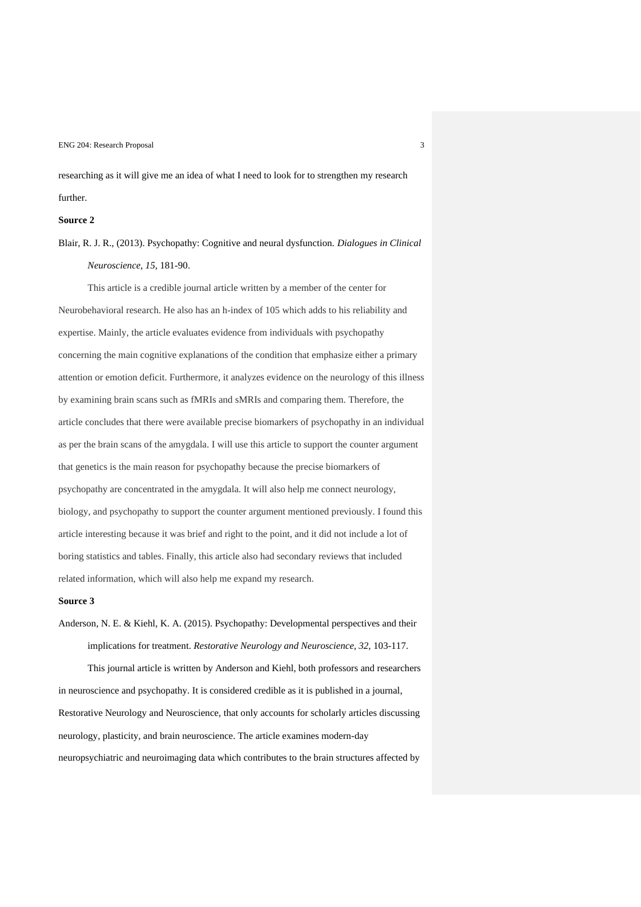researching as it will give me an idea of what I need to look for to strengthen my research further.

**Source 2**

Blair, R. J. R., (2013). Psychopathy: Cognitive and neural dysfunction. *Dialogues in Clinical Neuroscience, 15*, 181-90.

This article is a credible journal article written by a member of the center for Neurobehavioral research. He also has an h-index of 105 which adds to his reliability and expertise. Mainly, the article evaluates evidence from individuals with psychopathy concerning the main cognitive explanations of the condition that emphasize either a primary attention or emotion deficit. Furthermore, it analyzes evidence on the neurology of this illness by examining brain scans such as fMRIs and sMRIs and comparing them. Therefore, the article concludes that there were available precise biomarkers of psychopathy in an individual as per the brain scans of the amygdala. I will use this article to support the counter argument that genetics is the main reason for psychopathy because the precise biomarkers of psychopathy are concentrated in the amygdala. It will also help me connect neurology, biology, and psychopathy to support the counter argument mentioned previously. I found this article interesting because it was brief and right to the point, and it did not include a lot of boring statistics and tables. Finally, this article also had secondary reviews that included related information, which will also help me expand my research.

**Source 3**

Anderson, N. E. & Kiehl, K. A. (2015). Psychopathy: Developmental perspectives and their implications for treatment. *Restorative Neurology and Neuroscience, 32*, 103-117.

This journal article is written by Anderson and Kiehl, both professors and researchers in neuroscience and psychopathy. It is considered credible as it is published in a journal, Restorative Neurology and Neuroscience, that only accounts for scholarly articles discussing neurology, plasticity, and brain neuroscience. The article examines modern-day neuropsychiatric and neuroimaging data which contributes to the brain structures affected by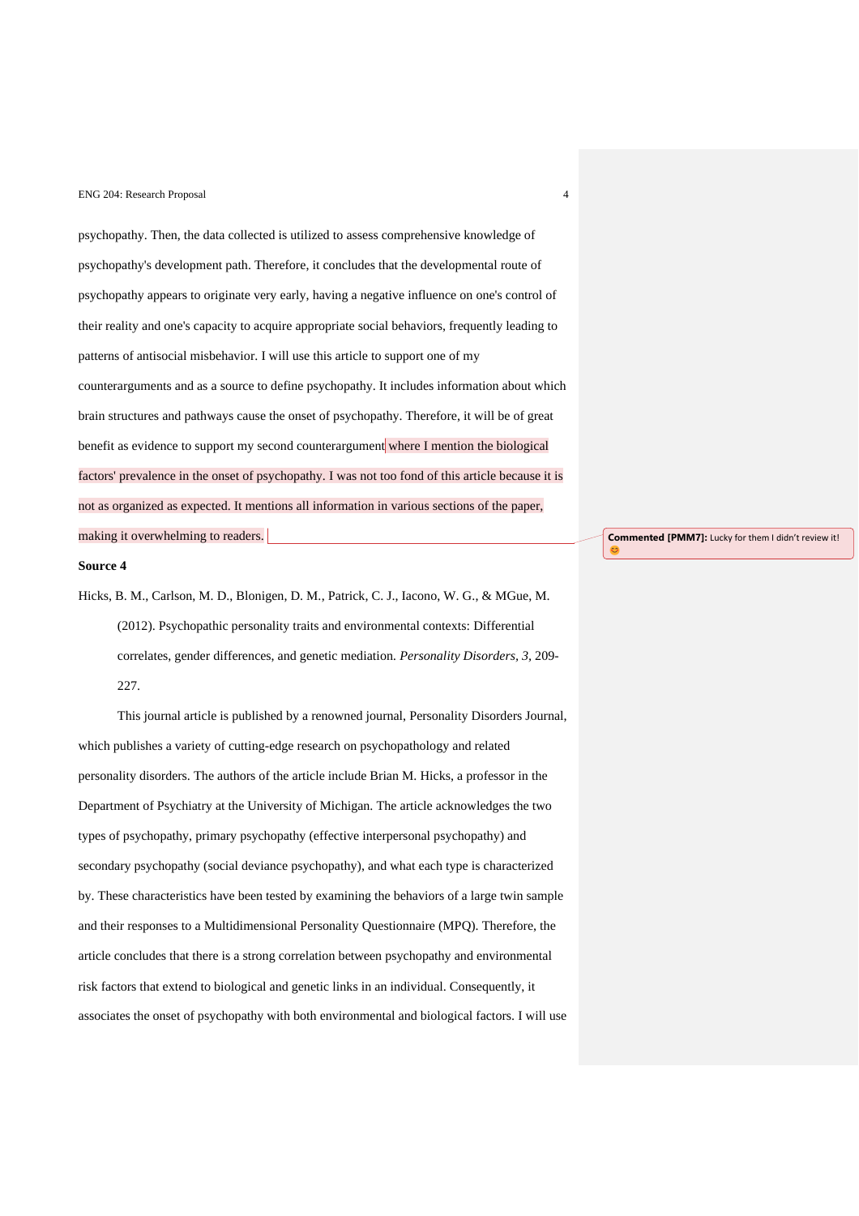psychopathy. Then, the data collected is utilized to assess comprehensive knowledge of psychopathy's development path. Therefore, it concludes that the developmental route of psychopathy appears to originate very early, having a negative influence on one's control of their reality and one's capacity to acquire appropriate social behaviors, frequently leading to patterns of antisocial misbehavior. I will use this article to support one of my counterarguments and as a source to define psychopathy. It includes information about which brain structures and pathways cause the onset of psychopathy. Therefore, it will be of great benefit as evidence to support my second counterargument where I mention the biological factors' prevalence in the onset of psychopathy. I was not too fond of this article because it is not as organized as expected. It mentions all information in various sections of the paper, making it overwhelming to readers.

**Commented [PMM7]:** Lucky for them I didn't review it! 😊

**Source 4**

Hicks, B. M., Carlson, M. D., Blonigen, D. M., Patrick, C. J., Iacono, W. G., & MGue, M. (2012). Psychopathic personality traits and environmental contexts: Differential correlates, gender differences, and genetic mediation. *Personality Disorders*, *3*, 209-227.

This journal article is published by a renowned journal, Personality Disorders Journal, which publishes a variety of cutting-edge research on psychopathology and related personality disorders. The authors of the article include Brian M. Hicks, a professor in the Department of Psychiatry at the University of Michigan. The article acknowledges the two types of psychopathy, primary psychopathy (effective interpersonal psychopathy) and secondary psychopathy (social deviance psychopathy), and what each type is characterized by. These characteristics have been tested by examining the behaviors of a large twin sample and their responses to a Multidimensional Personality Questionnaire (MPQ). Therefore, the article concludes that there is a strong correlation between psychopathy and environmental risk factors that extend to biological and genetic links in an individual. Consequently, it associates the onset of psychopathy with both environmental and biological factors. I will use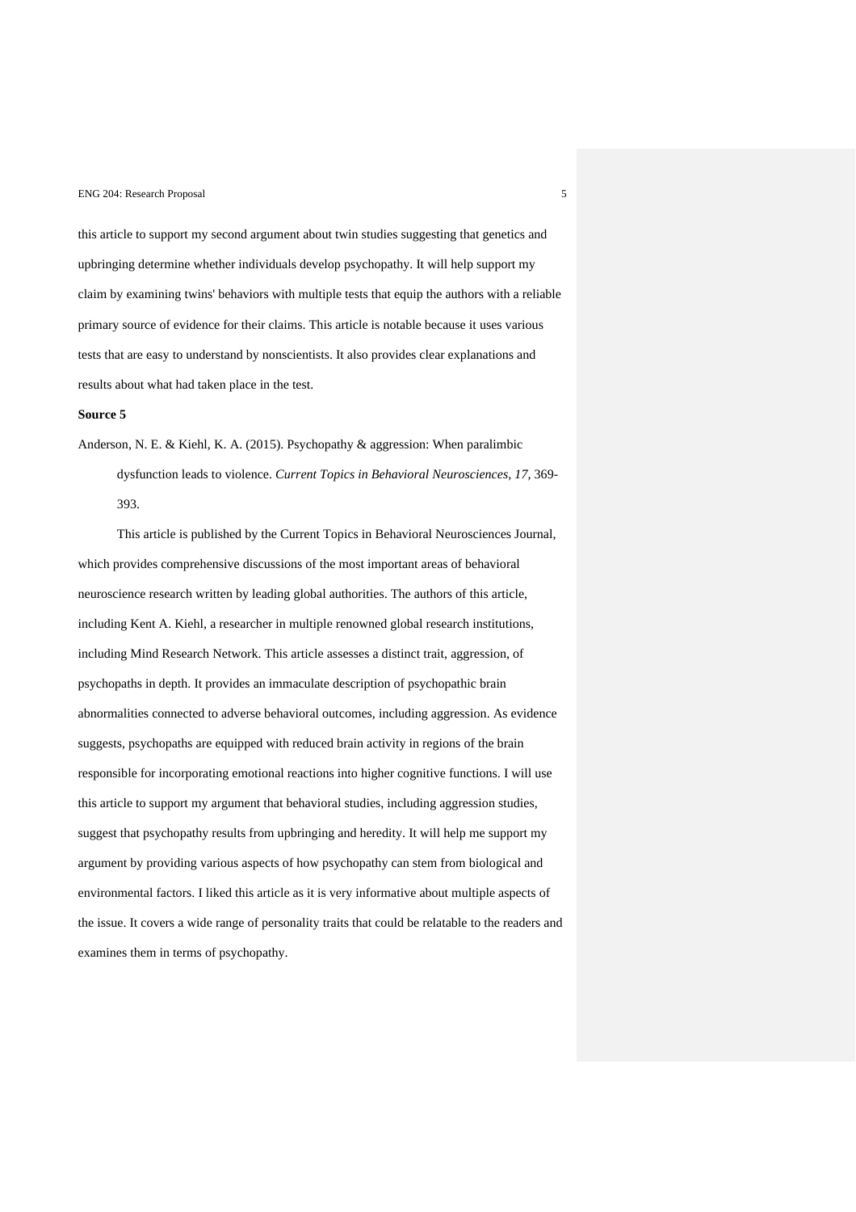this article to support my second argument about twin studies suggesting that genetics and upbringing determine whether individuals develop psychopathy. It will help support my claim by examining twins' behaviors with multiple tests that equip the authors with a reliable primary source of evidence for their claims. This article is notable because it uses various tests that are easy to understand by nonscientists. It also provides clear explanations and results about what had taken place in the test.

**Source 5**

Anderson, N. E. & Kiehl, K. A. (2015). Psychopathy & aggression: When paralimbic dysfunction leads to violence. *Current Topics in Behavioral Neurosciences, 17,* 369-393.

This article is published by the Current Topics in Behavioral Neurosciences Journal, which provides comprehensive discussions of the most important areas of behavioral neuroscience research written by leading global authorities. The authors of this article, including Kent A. Kiehl, a researcher in multiple renowned global research institutions, including Mind Research Network. This article assesses a distinct trait, aggression, of psychopaths in depth. It provides an immaculate description of psychopathic brain abnormalities connected to adverse behavioral outcomes, including aggression. As evidence suggests, psychopaths are equipped with reduced brain activity in regions of the brain responsible for incorporating emotional reactions into higher cognitive functions. I will use this article to support my argument that behavioral studies, including aggression studies, suggest that psychopathy results from upbringing and heredity. It will help me support my argument by providing various aspects of how psychopathy can stem from biological and environmental factors. I liked this article as it is very informative about multiple aspects of the issue. It covers a wide range of personality traits that could be relatable to the readers and examines them in terms of psychopathy.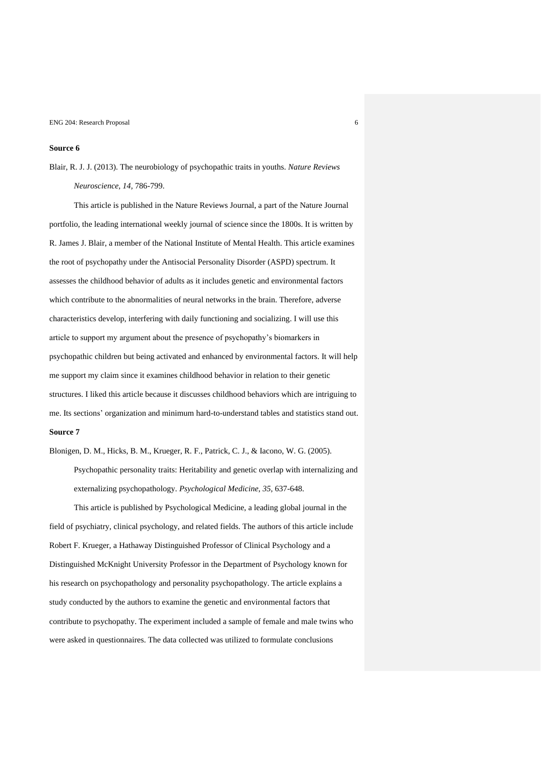**Source 6**

Blair, R. J. J. (2013). The neurobiology of psychopathic traits in youths. *Nature Reviews Neuroscience, 14*, 786-799.

This article is published in the Nature Reviews Journal, a part of the Nature Journal portfolio, the leading international weekly journal of science since the 1800s. It is written by R. James J. Blair, a member of the National Institute of Mental Health. This article examines the root of psychopathy under the Antisocial Personality Disorder (ASPD) spectrum. It assesses the childhood behavior of adults as it includes genetic and environmental factors which contribute to the abnormalities of neural networks in the brain. Therefore, adverse characteristics develop, interfering with daily functioning and socializing. I will use this article to support my argument about the presence of psychopathy's biomarkers in psychopathic children but being activated and enhanced by environmental factors. It will help me support my claim since it examines childhood behavior in relation to their genetic structures. I liked this article because it discusses childhood behaviors which are intriguing to me. Its sections' organization and minimum hard-to-understand tables and statistics stand out.

**Source 7**

Blonigen, D. M., Hicks, B. M., Krueger, R. F., Patrick, C. J., & Iacono, W. G. (2005). Psychopathic personality traits: Heritability and genetic overlap with internalizing and externalizing psychopathology. *Psychological Medicine, 35*, 637-648.

This article is published by Psychological Medicine, a leading global journal in the field of psychiatry, clinical psychology, and related fields. The authors of this article include Robert F. Krueger, a Hathaway Distinguished Professor of Clinical Psychology and a Distinguished McKnight University Professor in the Department of Psychology known for his research on psychopathology and personality psychopathology. The article explains a study conducted by the authors to examine the genetic and environmental factors that contribute to psychopathy. The experiment included a sample of female and male twins who were asked in questionnaires. The data collected was utilized to formulate conclusions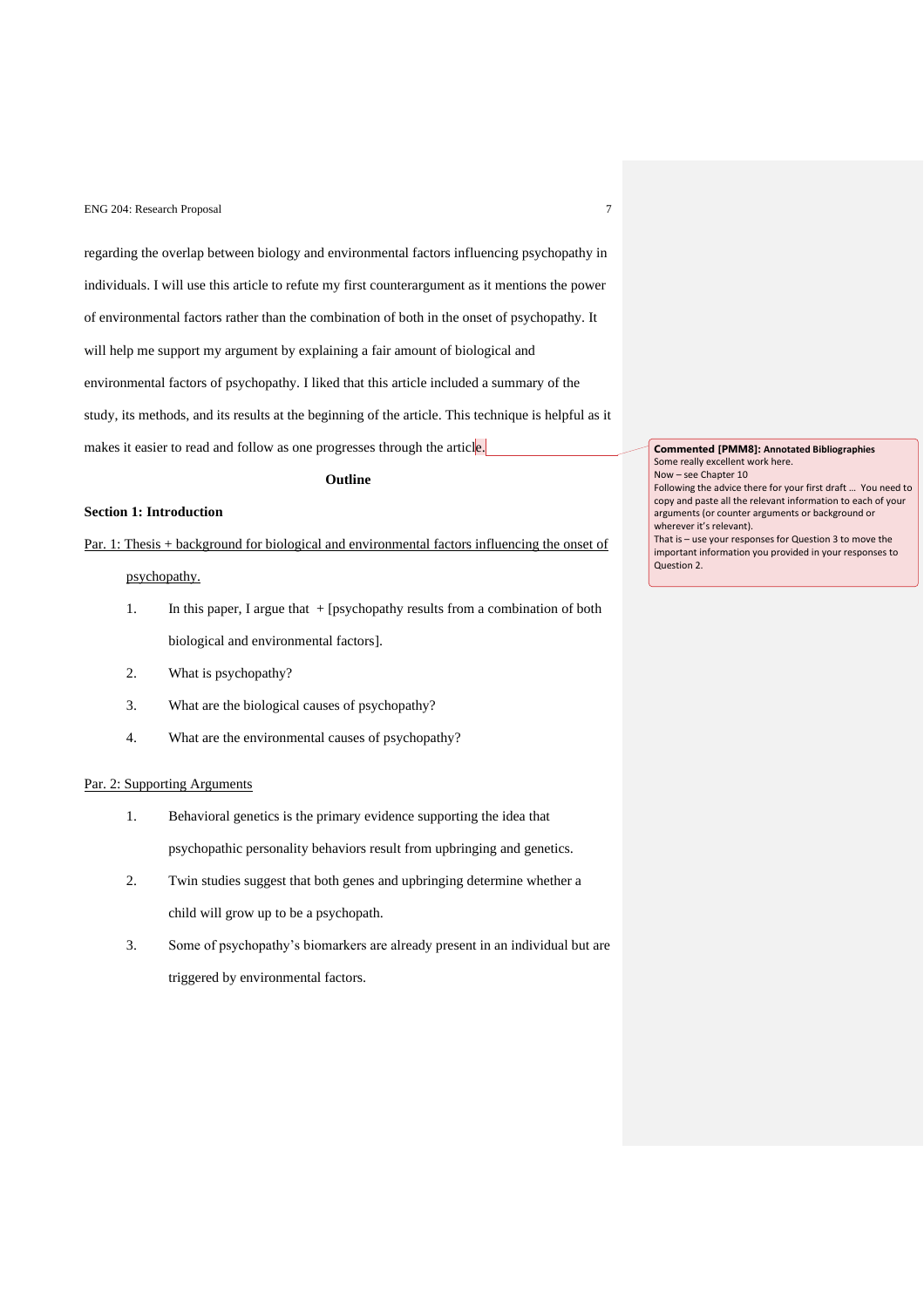regarding the overlap between biology and environmental factors influencing psychopathy in individuals. I will use this article to refute my first counterargument as it mentions the power of environmental factors rather than the combination of both in the onset of psychopathy. It will help me support my argument by explaining a fair amount of biological and environmental factors of psychopathy. I liked that this article included a summary of the study, its methods, and its results at the beginning of the article. This technique is helpful as it makes it easier to read and follow as one progresses through the article.

**Commented [PMM8]: Annotated Bibliographies**
Some really excellent work here.
Now – see Chapter 10
Following the advice there for your first draft … You need to copy and paste all the relevant information to each of your arguments (or counter arguments or background or wherever it's relevant).
That is – use your responses for Question 3 to move the important information you provided in your responses to Question 2.

## Outline

### Section 1: Introduction

<u>Par. 1: Thesis + background for biological and environmental factors influencing the onset of psychopathy.</u>

1. In this paper, I argue that + [psychopathy results from a combination of both biological and environmental factors].
2. What is psychopathy?
3. What are the biological causes of psychopathy?
4. What are the environmental causes of psychopathy?

<u>Par. 2: Supporting Arguments</u>

1. Behavioral genetics is the primary evidence supporting the idea that psychopathic personality behaviors result from upbringing and genetics.
2. Twin studies suggest that both genes and upbringing determine whether a child will grow up to be a psychopath.
3. Some of psychopathy's biomarkers are already present in an individual but are triggered by environmental factors.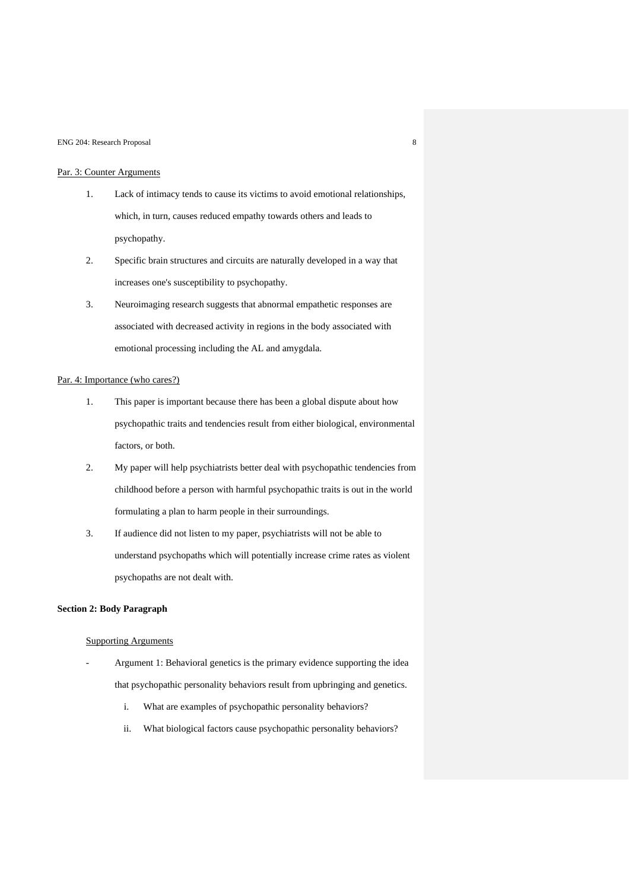<u>Par. 3: Counter Arguments</u>

1. Lack of intimacy tends to cause its victims to avoid emotional relationships, which, in turn, causes reduced empathy towards others and leads to psychopathy.
2. Specific brain structures and circuits are naturally developed in a way that increases one's susceptibility to psychopathy.
3. Neuroimaging research suggests that abnormal empathetic responses are associated with decreased activity in regions in the body associated with emotional processing including the AL and amygdala.

<u>Par. 4: Importance (who cares?)</u>

1. This paper is important because there has been a global dispute about how psychopathic traits and tendencies result from either biological, environmental factors, or both.
2. My paper will help psychiatrists better deal with psychopathic tendencies from childhood before a person with harmful psychopathic traits is out in the world formulating a plan to harm people in their surroundings.
3. If audience did not listen to my paper, psychiatrists will not be able to understand psychopaths which will potentially increase crime rates as violent psychopaths are not dealt with.

**Section 2: Body Paragraph**

<u>Supporting Arguments</u>

- Argument 1: Behavioral genetics is the primary evidence supporting the idea that psychopathic personality behaviors result from upbringing and genetics.
    i. What are examples of psychopathic personality behaviors?
    ii. What biological factors cause psychopathic personality behaviors?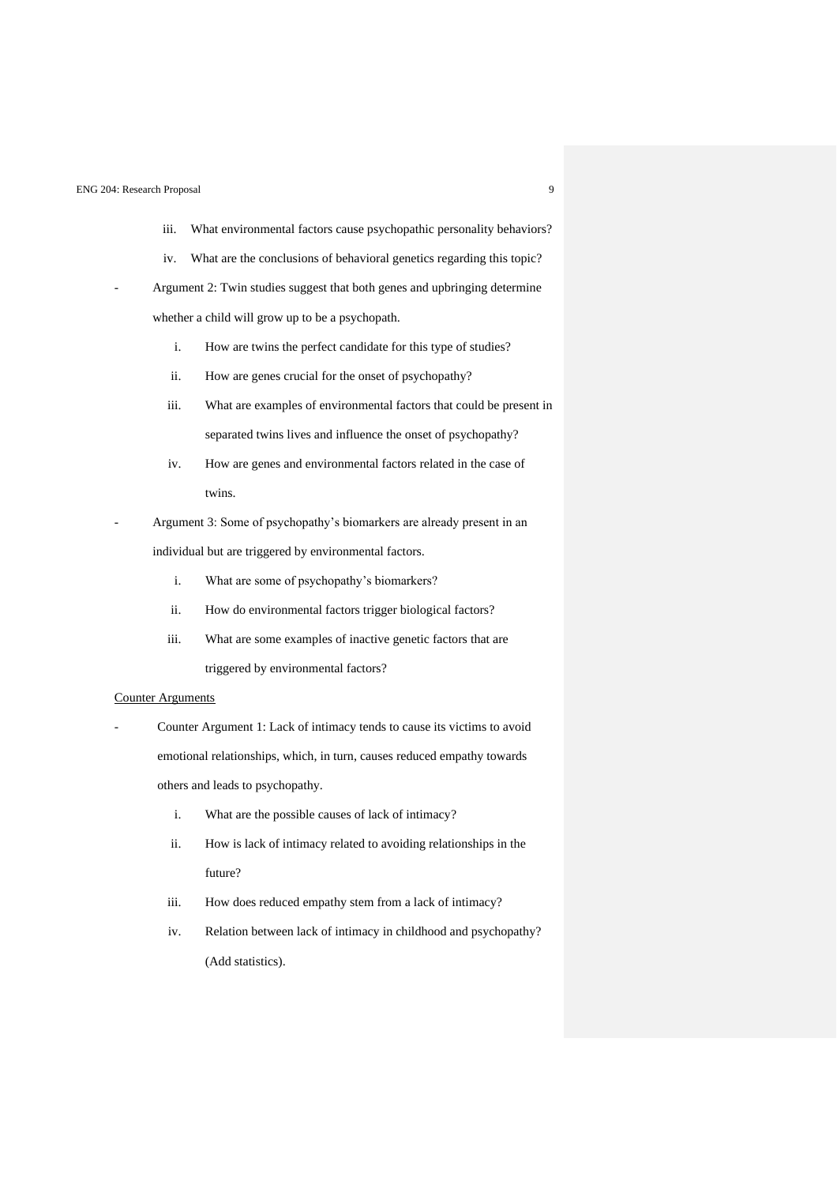iii. What environmental factors cause psychopathic personality behaviors?
   iv. What are the conclusions of behavioral genetics regarding this topic?

- Argument 2: Twin studies suggest that both genes and upbringing determine whether a child will grow up to be a psychopath.
    i. How are twins the perfect candidate for this type of studies?
    ii. How are genes crucial for the onset of psychopathy?
    iii. What are examples of environmental factors that could be present in separated twins lives and influence the onset of psychopathy?
    iv. How are genes and environmental factors related in the case of twins.

- Argument 3: Some of psychopathy's biomarkers are already present in an individual but are triggered by environmental factors.
    i. What are some of psychopathy's biomarkers?
    ii. How do environmental factors trigger biological factors?
    iii. What are some examples of inactive genetic factors that are triggered by environmental factors?

<u>Counter Arguments</u>

- Counter Argument 1: Lack of intimacy tends to cause its victims to avoid emotional relationships, which, in turn, causes reduced empathy towards others and leads to psychopathy.
    i. What are the possible causes of lack of intimacy?
    ii. How is lack of intimacy related to avoiding relationships in the future?
    iii. How does reduced empathy stem from a lack of intimacy?
    iv. Relation between lack of intimacy in childhood and psychopathy? (Add statistics).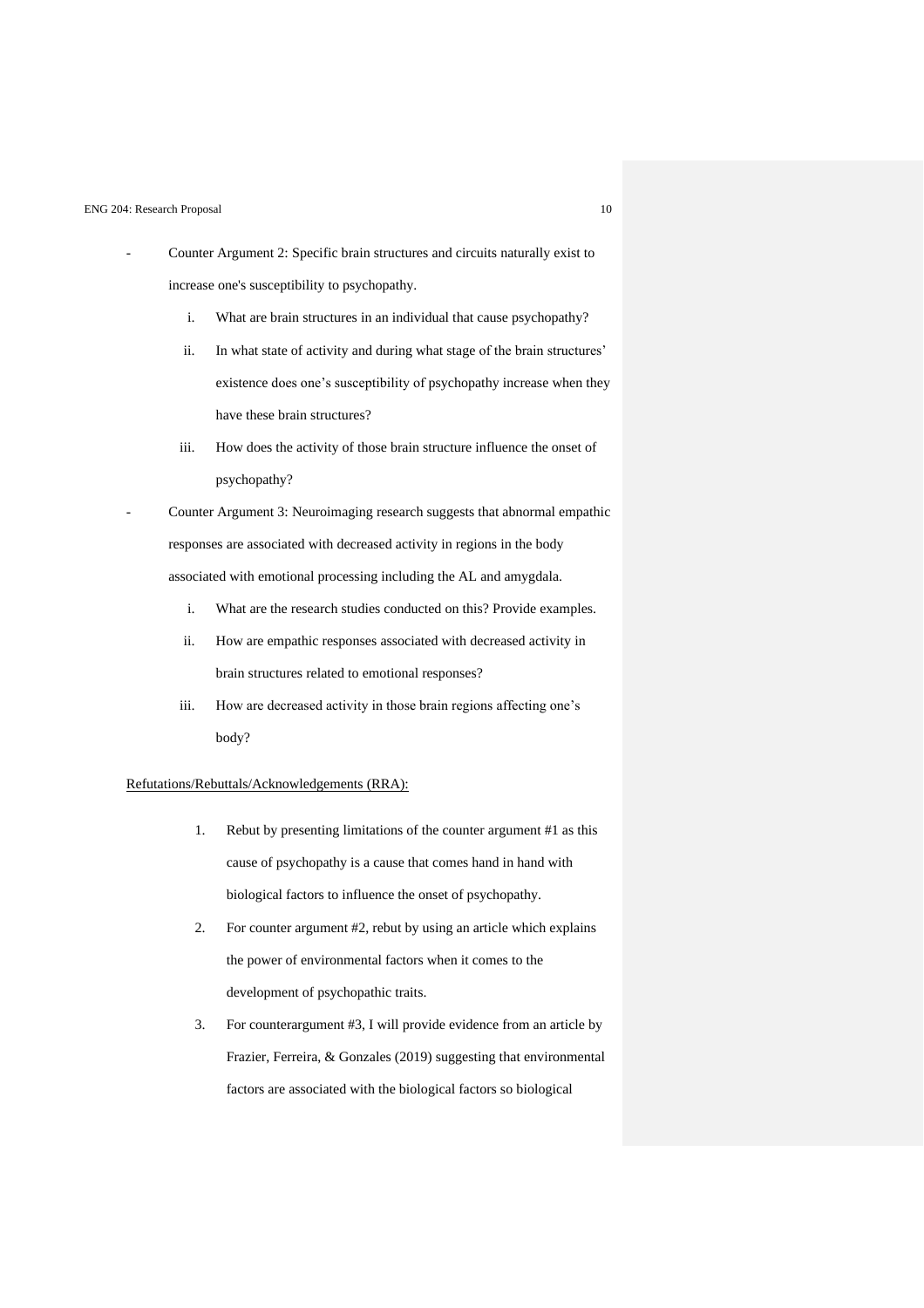- Counter Argument 2: Specific brain structures and circuits naturally exist to increase one's susceptibility to psychopathy.
    i. What are brain structures in an individual that cause psychopathy?
    ii. In what state of activity and during what stage of the brain structures' existence does one's susceptibility of psychopathy increase when they have these brain structures?
    iii. How does the activity of those brain structure influence the onset of psychopathy?
- Counter Argument 3: Neuroimaging research suggests that abnormal empathic responses are associated with decreased activity in regions in the body associated with emotional processing including the AL and amygdala.
    i. What are the research studies conducted on this? Provide examples.
    ii. How are empathic responses associated with decreased activity in brain structures related to emotional responses?
    iii. How are decreased activity in those brain regions affecting one's body?

<u>Refutations/Rebuttals/Acknowledgements (RRA):</u>

1. Rebut by presenting limitations of the counter argument #1 as this cause of psychopathy is a cause that comes hand in hand with biological factors to influence the onset of psychopathy.
2. For counter argument #2, rebut by using an article which explains the power of environmental factors when it comes to the development of psychopathic traits.
3. For counterargument #3, I will provide evidence from an article by Frazier, Ferreira, & Gonzales (2019) suggesting that environmental factors are associated with the biological factors so biological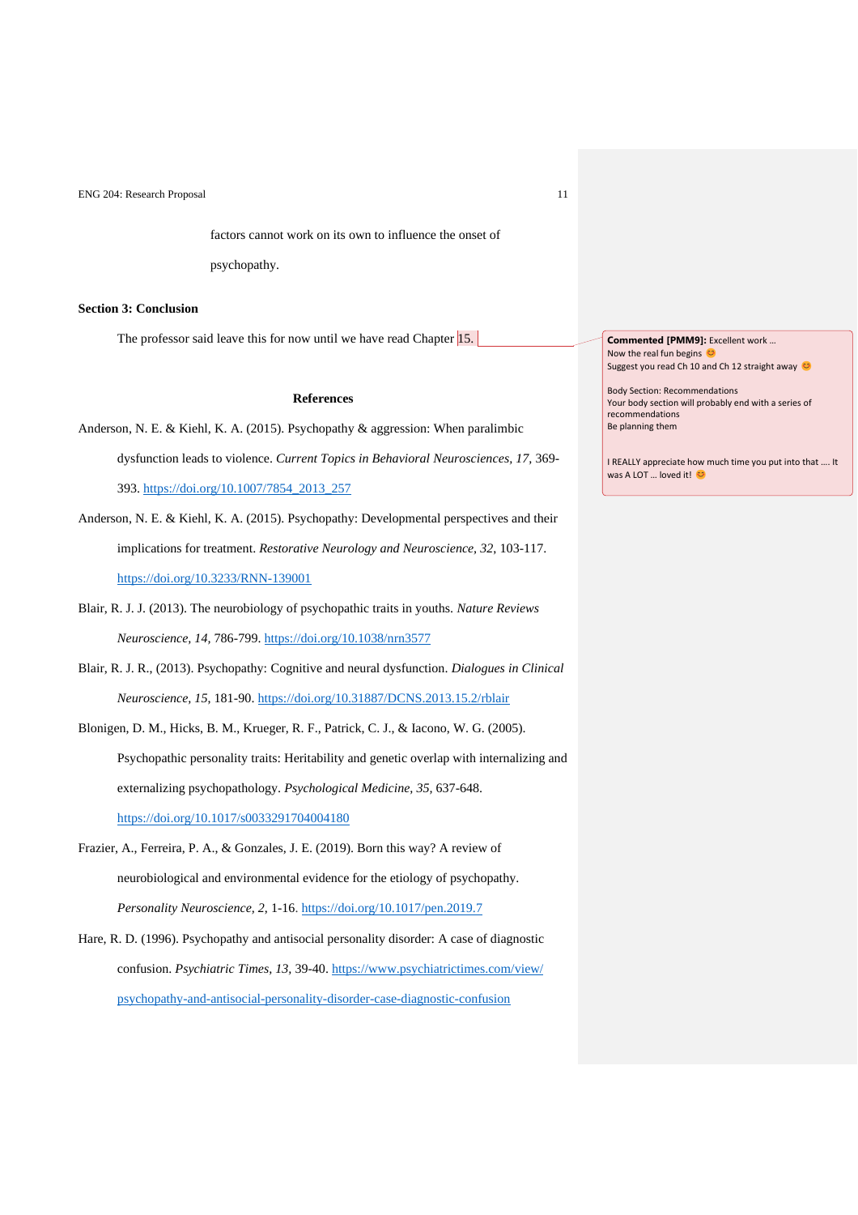factors cannot work on its own to influence the onset of psychopathy.

**Section 3: Conclusion**

The professor said leave this for now until we have read Chapter 15.

> **Commented [PMM9]:** Excellent work …
> Now the real fun begins 😊
> Suggest you read Ch 10 and Ch 12 straight away 😊
>
> Body Section: Recommendations
> Your body section will probably end with a series of recommendations
> Be planning them
>
> I REALLY appreciate how much time you put into that …. It was A LOT … loved it! 😊

**References**

Anderson, N. E. & Kiehl, K. A. (2015). Psychopathy & aggression: When paralimbic dysfunction leads to violence. *Current Topics in Behavioral Neurosciences, 17*, 369-393. https://doi.org/10.1007/7854_2013_257

Anderson, N. E. & Kiehl, K. A. (2015). Psychopathy: Developmental perspectives and their implications for treatment. *Restorative Neurology and Neuroscience, 32*, 103-117. https://doi.org/10.3233/RNN-139001

Blair, R. J. J. (2013). The neurobiology of psychopathic traits in youths. *Nature Reviews Neuroscience, 14*, 786-799. https://doi.org/10.1038/nrn3577

Blair, R. J. R., (2013). Psychopathy: Cognitive and neural dysfunction. *Dialogues in Clinical Neuroscience, 15*, 181-90. https://doi.org/10.31887/DCNS.2013.15.2/rblair

Blonigen, D. M., Hicks, B. M., Krueger, R. F., Patrick, C. J., & Iacono, W. G. (2005). Psychopathic personality traits: Heritability and genetic overlap with internalizing and externalizing psychopathology. *Psychological Medicine, 35*, 637-648. https://doi.org/10.1017/s0033291704004180

Frazier, A., Ferreira, P. A., & Gonzales, J. E. (2019). Born this way? A review of neurobiological and environmental evidence for the etiology of psychopathy. *Personality Neuroscience, 2*, 1-16. https://doi.org/10.1017/pen.2019.7

Hare, R. D. (1996). Psychopathy and antisocial personality disorder: A case of diagnostic confusion. *Psychiatric Times, 13*, 39-40. https://www.psychiatrictimes.com/view/psychopathy-and-antisocial-personality-disorder-case-diagnostic-confusion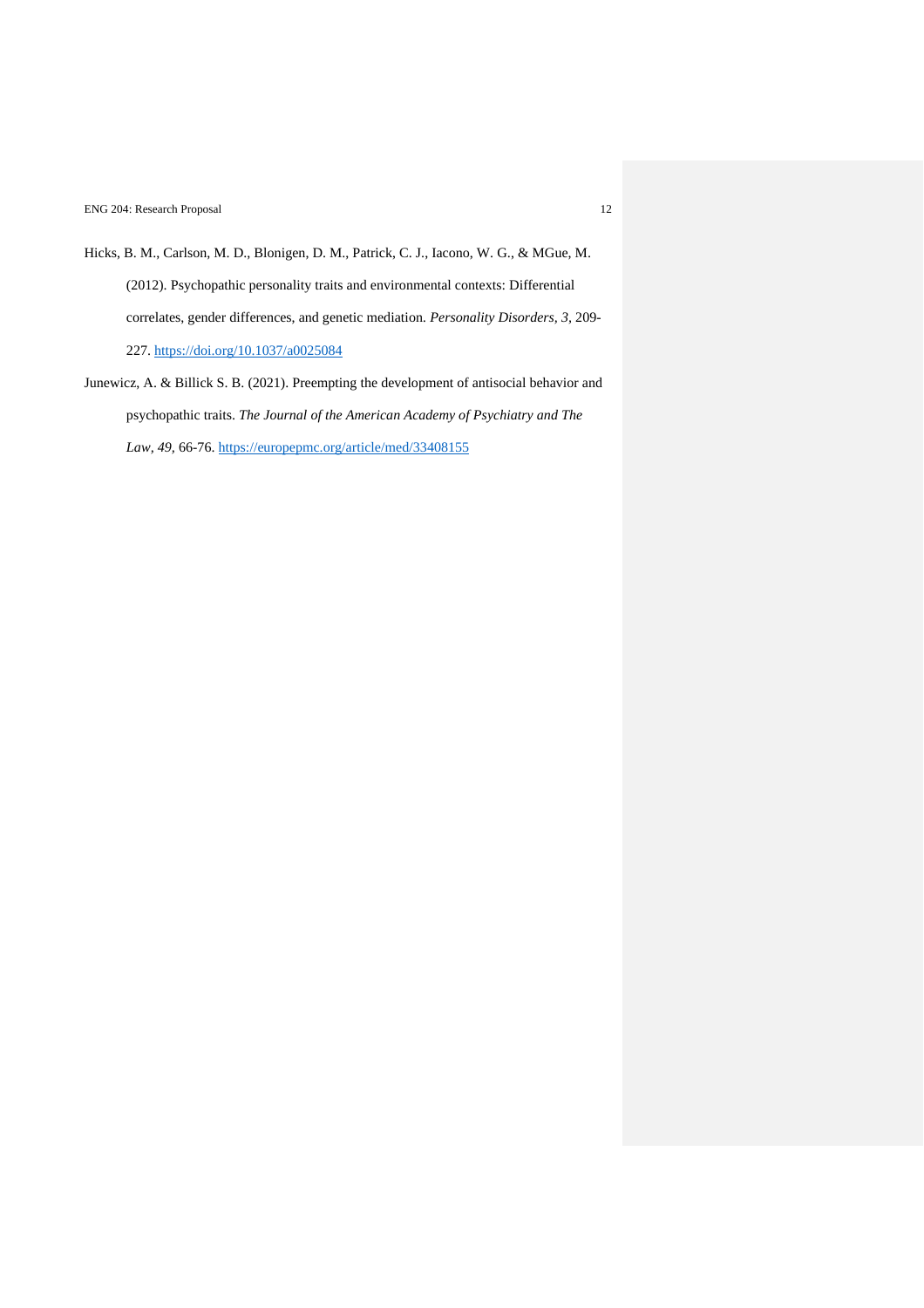Hicks, B. M., Carlson, M. D., Blonigen, D. M., Patrick, C. J., Iacono, W. G., & MGue, M. (2012). Psychopathic personality traits and environmental contexts: Differential correlates, gender differences, and genetic mediation. *Personality Disorders, 3*, 209-227. https://doi.org/10.1037/a0025084

Junewicz, A. & Billick S. B. (2021). Preempting the development of antisocial behavior and psychopathic traits. *The Journal of the American Academy of Psychiatry and The Law, 49*, 66-76. https://europepmc.org/article/med/33408155